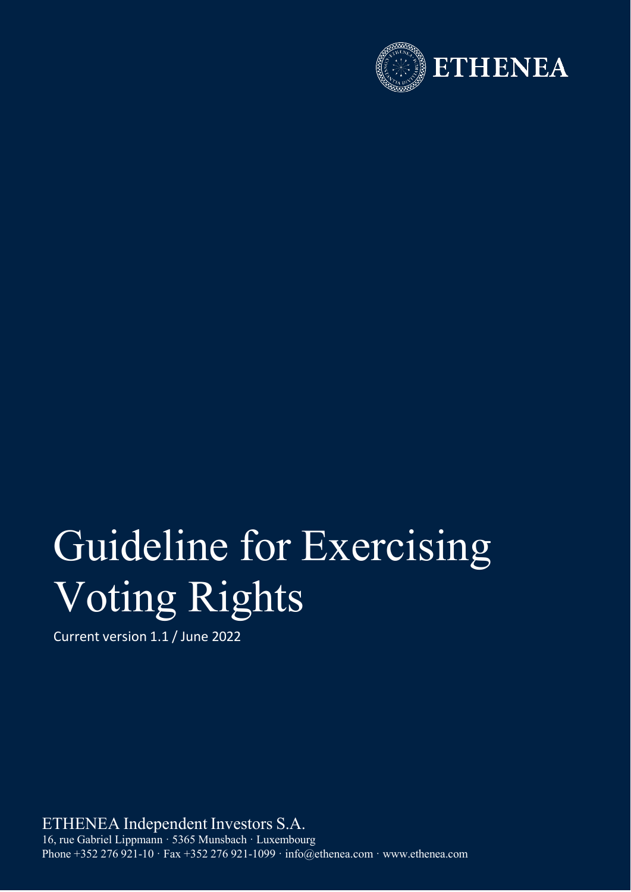ETHENEA

# Guideline for Exercising Voting Rights

Current version 1.1 / June 2022

ETHENEA Independent Investors S.A.
16, rue Gabriel Lippmann · 5365 Munsbach · Luxembourg
Phone +352 276 921-10 · Fax +352 276 921-1099 · info@ethenea.com · www.ethenea.com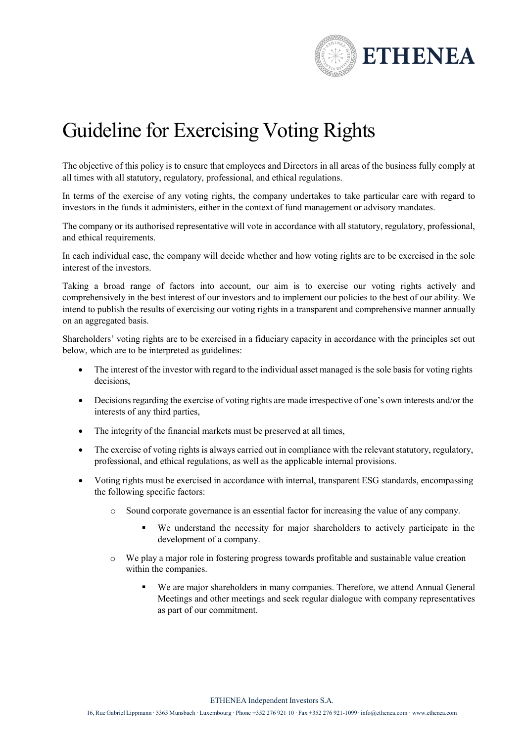# Guideline for Exercising Voting Rights

The objective of this policy is to ensure that employees and Directors in all areas of the business fully comply at all times with all statutory, regulatory, professional, and ethical regulations.

In terms of the exercise of any voting rights, the company undertakes to take particular care with regard to investors in the funds it administers, either in the context of fund management or advisory mandates.

The company or its authorised representative will vote in accordance with all statutory, regulatory, professional, and ethical requirements.

In each individual case, the company will decide whether and how voting rights are to be exercised in the sole interest of the investors.

Taking a broad range of factors into account, our aim is to exercise our voting rights actively and comprehensively in the best interest of our investors and to implement our policies to the best of our ability. We intend to publish the results of exercising our voting rights in a transparent and comprehensive manner annually on an aggregated basis.

Shareholders' voting rights are to be exercised in a fiduciary capacity in accordance with the principles set out below, which are to be interpreted as guidelines:

- The interest of the investor with regard to the individual asset managed is the sole basis for voting rights decisions,
- Decisions regarding the exercise of voting rights are made irrespective of one's own interests and/or the interests of any third parties,
- The integrity of the financial markets must be preserved at all times,
- The exercise of voting rights is always carried out in compliance with the relevant statutory, regulatory, professional, and ethical regulations, as well as the applicable internal provisions.
- Voting rights must be exercised in accordance with internal, transparent ESG standards, encompassing the following specific factors:
  - Sound corporate governance is an essential factor for increasing the value of any company.
    - We understand the necessity for major shareholders to actively participate in the development of a company.
  - We play a major role in fostering progress towards profitable and sustainable value creation within the companies.
    - We are major shareholders in many companies. Therefore, we attend Annual General Meetings and other meetings and seek regular dialogue with company representatives as part of our commitment.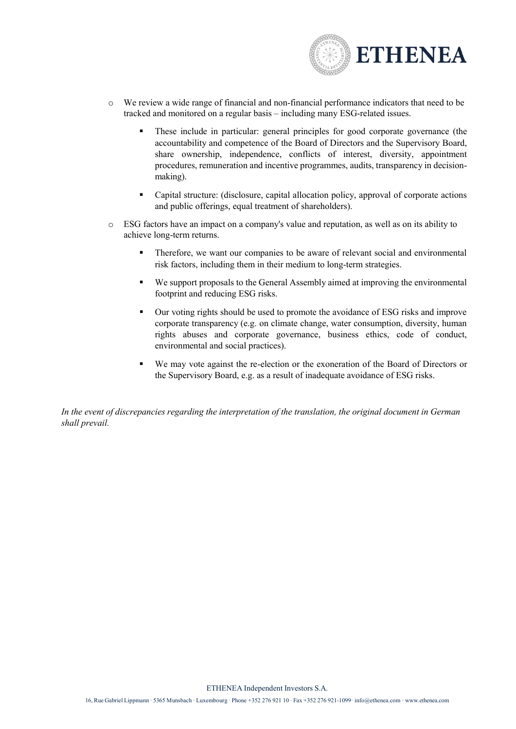- We review a wide range of financial and non-financial performance indicators that need to be tracked and monitored on a regular basis – including many ESG-related issues.
  - These include in particular: general principles for good corporate governance (the accountability and competence of the Board of Directors and the Supervisory Board, share ownership, independence, conflicts of interest, diversity, appointment procedures, remuneration and incentive programmes, audits, transparency in decision-making).
  - Capital structure: (disclosure, capital allocation policy, approval of corporate actions and public offerings, equal treatment of shareholders).
- ESG factors have an impact on a company's value and reputation, as well as on its ability to achieve long-term returns.
  - Therefore, we want our companies to be aware of relevant social and environmental risk factors, including them in their medium to long-term strategies.
  - We support proposals to the General Assembly aimed at improving the environmental footprint and reducing ESG risks.
  - Our voting rights should be used to promote the avoidance of ESG risks and improve corporate transparency (e.g. on climate change, water consumption, diversity, human rights abuses and corporate governance, business ethics, code of conduct, environmental and social practices).
  - We may vote against the re-election or the exoneration of the Board of Directors or the Supervisory Board, e.g. as a result of inadequate avoidance of ESG risks.

*In the event of discrepancies regarding the interpretation of the translation, the original document in German shall prevail.*